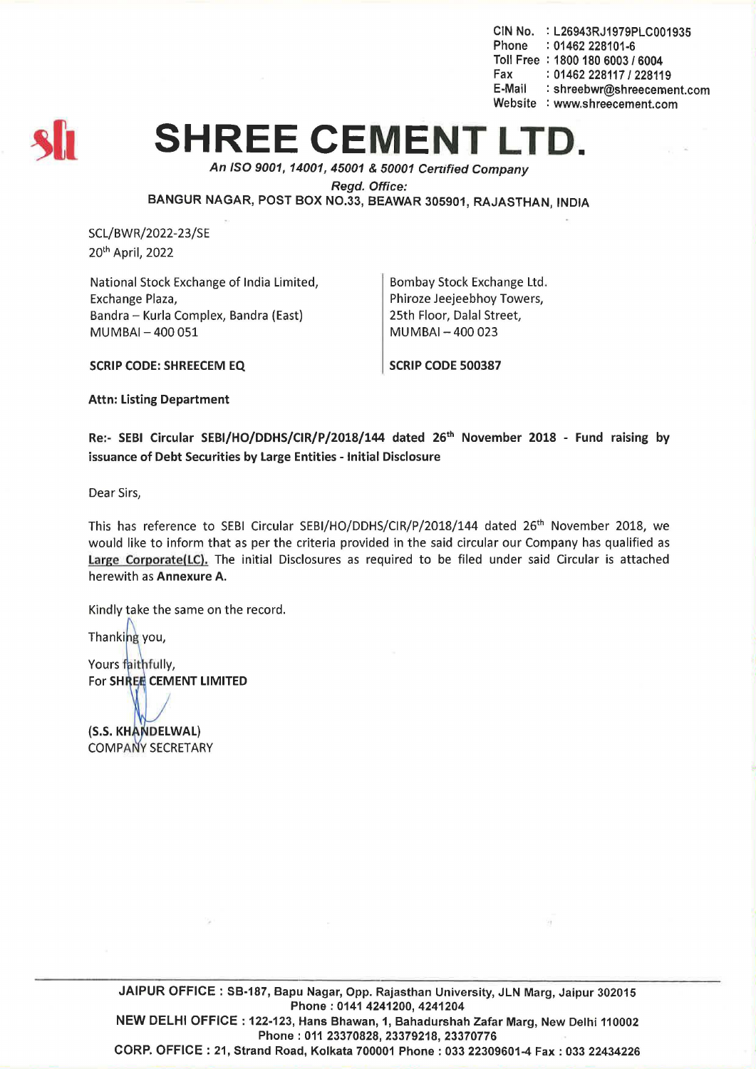CIN No. : L26943RJ1979PLC001935
Phone : 01462 228101-6
Toll Free : 1800 180 6003 / 6004
Fax : 01462 228117 / 228119
E-Mail : shreebwr@shreecement.com
Website : www.shreecement.com

# SHREE CEMENT LTD.

*An ISO 9001, 14001, 45001 & 50001 Certified Company*

*Regd. Office:*

BANGUR NAGAR, POST BOX NO.33, BEAWAR 305901, RAJASTHAN, INDIA

SCL/BWR/2022-23/SE
20th April, 2022

National Stock Exchange of India Limited,
Exchange Plaza,
Bandra – Kurla Complex, Bandra (East)
MUMBAI – 400 051

**SCRIP CODE: SHREECEM EQ**

Bombay Stock Exchange Ltd.
Phiroze Jeejeebhoy Towers,
25th Floor, Dalal Street,
MUMBAI – 400 023

**SCRIP CODE 500387**

**Attn: Listing Department**

**Re:- SEBI Circular SEBI/HO/DDHS/CIR/P/2018/144 dated 26th November 2018 - Fund raising by issuance of Debt Securities by Large Entities - Initial Disclosure**

Dear Sirs,

This has reference to SEBI Circular SEBI/HO/DDHS/CIR/P/2018/144 dated 26th November 2018, we would like to inform that as per the criteria provided in the said circular our Company has qualified as **Large Corporate(LC).** The initial Disclosures as required to be filed under said Circular is attached herewith as **Annexure A.**

Kindly take the same on the record.

Thanking you,

Yours faithfully,
**For SHREE CEMENT LIMITED**

**(S.S. KHANDELWAL)**
COMPANY SECRETARY

JAIPUR OFFICE : SB-187, Bapu Nagar, Opp. Rajasthan University, JLN Marg, Jaipur 302015
Phone : 0141 4241200, 4241204
NEW DELHI OFFICE : 122-123, Hans Bhawan, 1, Bahadurshah Zafar Marg, New Delhi 110002
Phone : 011 23370828, 23379218, 23370776
CORP. OFFICE : 21, Strand Road, Kolkata 700001 Phone : 033 22309601-4 Fax : 033 22434226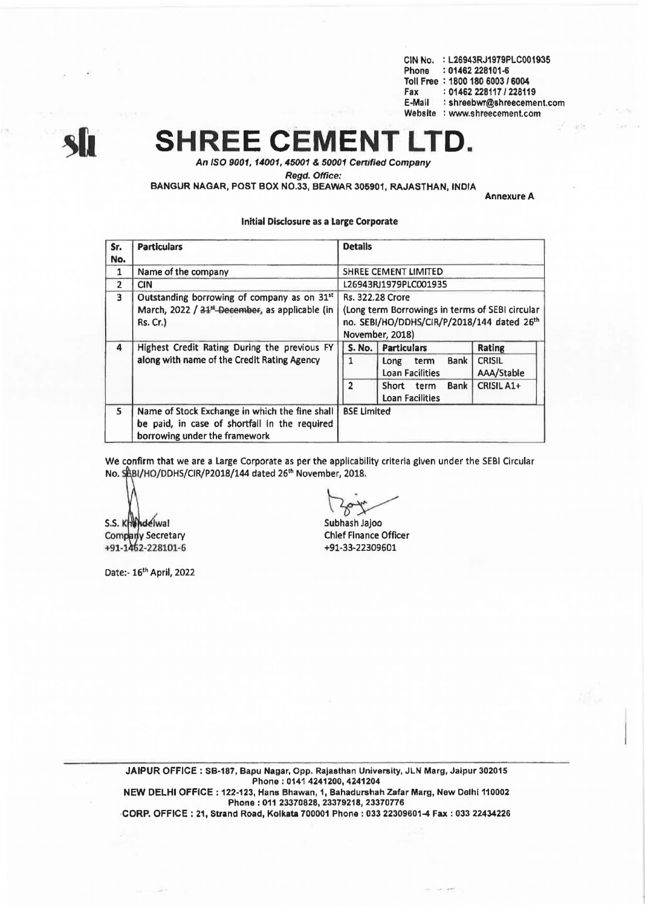CIN No. : L26943RJ1979PLC001935
Phone : 01462 228101-6
Toll Free : 1800 180 6003 / 6004
Fax : 01462 228117 / 228119
E-Mail : shreebwr@shreecement.com
Website : www.shreecement.com

# SHREE CEMENT LTD.

*An ISO 9001, 14001, 45001 & 50001 Certified Company*

*Regd. Office:*

BANGUR NAGAR, POST BOX NO.33, BEAWAR 305901, RAJASTHAN, INDIA

**Annexure A**

**Initial Disclosure as a Large Corporate**

| Sr. No. | Particulars | Details |
|---|---|---|
| 1 | Name of the company | SHREE CEMENT LIMITED |
| 2 | CIN | L26943RJ1979PLC001935 |
| 3 | Outstanding borrowing of company as on 31st March, 2022 / ~~31st December~~, as applicable (in Rs. Cr.) | Rs. 322.28 Crore (Long term Borrowings in terms of SEBI circular no. SEBI/HO/DDHS/CIR/P/2018/144 dated 26th November, 2018) |
| 4 | Highest Credit Rating During the previous FY along with name of the Credit Rating Agency | S. No. 1 – Long term Bank Loan Facilities – CRISIL AAA/Stable; S. No. 2 – Short term Bank Loan Facilities – CRISIL A1+ |
| 5 | Name of Stock Exchange in which the fine shall be paid, in case of shortfall in the required borrowing under the framework | BSE Limited |

We confirm that we are a Large Corporate as per the applicability criteria given under the SEBI Circular No. SEBI/HO/DDHS/CIR/P2018/144 dated 26th November, 2018.

S.S. Khandelwal
Company Secretary
+91-1462-228101-6

Subhash Jajoo
Chief Finance Officer
+91-33-22309601

Date:- 16th April, 2022

JAIPUR OFFICE : SB-187, Bapu Nagar, Opp. Rajasthan University, JLN Marg, Jaipur 302015
Phone : 0141 4241200, 4241204
NEW DELHI OFFICE : 122-123, Hans Bhawan, 1, Bahadurshah Zafar Marg, New Delhi 110002
Phone : 011 23370828, 23379218, 23370776
CORP. OFFICE : 21, Strand Road, Kolkata 700001 Phone : 033 22309601-4 Fax : 033 22434226